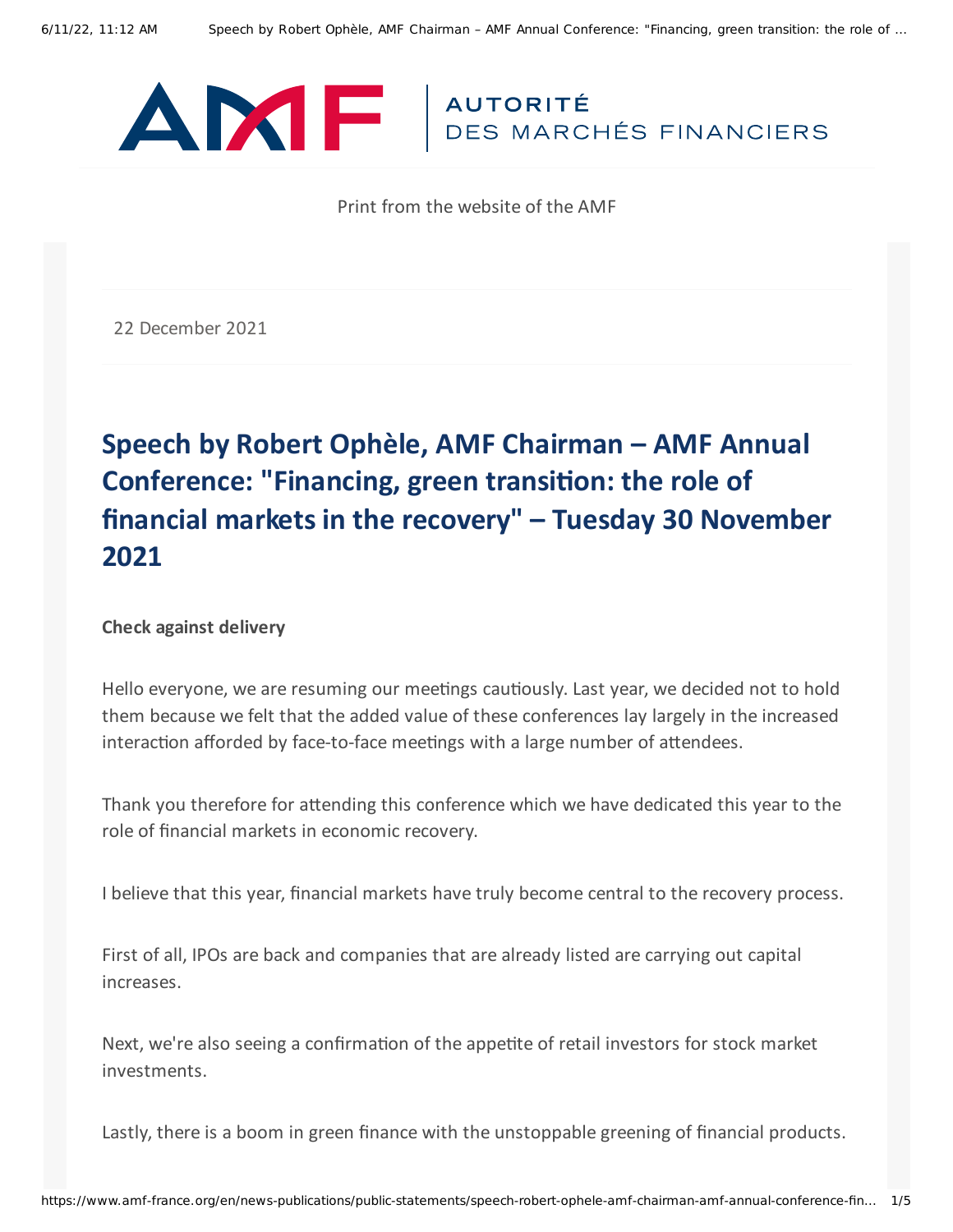Print from the website of the AMF

22 December 2021

# Speech by Robert Ophèle, AMF Chairman – AMF Annual Conference: "Financing, green transition: the role of financial markets in the recovery" – Tuesday 30 November 2021

**Check against delivery**

Hello everyone, we are resuming our meetings cautiously. Last year, we decided not to hold them because we felt that the added value of these conferences lay largely in the increased interaction afforded by face-to-face meetings with a large number of attendees.

Thank you therefore for attending this conference which we have dedicated this year to the role of financial markets in economic recovery.

I believe that this year, financial markets have truly become central to the recovery process.

First of all, IPOs are back and companies that are already listed are carrying out capital increases.

Next, we're also seeing a confirmation of the appetite of retail investors for stock market investments.

Lastly, there is a boom in green finance with the unstoppable greening of financial products.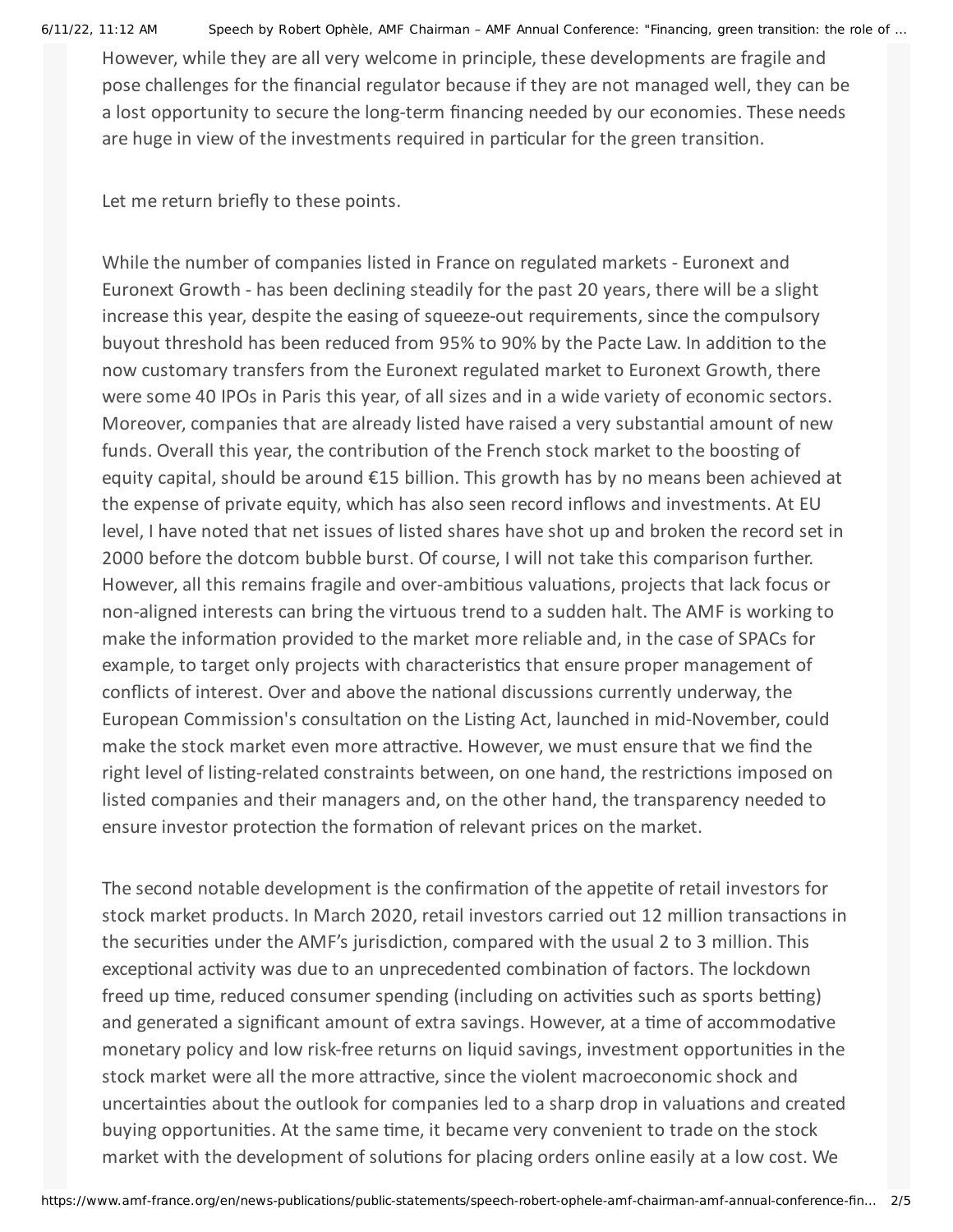However, while they are all very welcome in principle, these developments are fragile and pose challenges for the financial regulator because if they are not managed well, they can be a lost opportunity to secure the long-term financing needed by our economies. These needs are huge in view of the investments required in particular for the green transition.

Let me return briefly to these points.

While the number of companies listed in France on regulated markets - Euronext and Euronext Growth - has been declining steadily for the past 20 years, there will be a slight increase this year, despite the easing of squeeze-out requirements, since the compulsory buyout threshold has been reduced from 95% to 90% by the Pacte Law. In addition to the now customary transfers from the Euronext regulated market to Euronext Growth, there were some 40 IPOs in Paris this year, of all sizes and in a wide variety of economic sectors. Moreover, companies that are already listed have raised a very substantial amount of new funds. Overall this year, the contribution of the French stock market to the boosting of equity capital, should be around €15 billion. This growth has by no means been achieved at the expense of private equity, which has also seen record inflows and investments. At EU level, I have noted that net issues of listed shares have shot up and broken the record set in 2000 before the dotcom bubble burst. Of course, I will not take this comparison further. However, all this remains fragile and over-ambitious valuations, projects that lack focus or non-aligned interests can bring the virtuous trend to a sudden halt. The AMF is working to make the information provided to the market more reliable and, in the case of SPACs for example, to target only projects with characteristics that ensure proper management of conflicts of interest. Over and above the national discussions currently underway, the European Commission's consultation on the Listing Act, launched in mid-November, could make the stock market even more attractive. However, we must ensure that we find the right level of listing-related constraints between, on one hand, the restrictions imposed on listed companies and their managers and, on the other hand, the transparency needed to ensure investor protection the formation of relevant prices on the market.

The second notable development is the confirmation of the appetite of retail investors for stock market products. In March 2020, retail investors carried out 12 million transactions in the securities under the AMF's jurisdiction, compared with the usual 2 to 3 million. This exceptional activity was due to an unprecedented combination of factors. The lockdown freed up time, reduced consumer spending (including on activities such as sports betting) and generated a significant amount of extra savings. However, at a time of accommodative monetary policy and low risk-free returns on liquid savings, investment opportunities in the stock market were all the more attractive, since the violent macroeconomic shock and uncertainties about the outlook for companies led to a sharp drop in valuations and created buying opportunities. At the same time, it became very convenient to trade on the stock market with the development of solutions for placing orders online easily at a low cost. We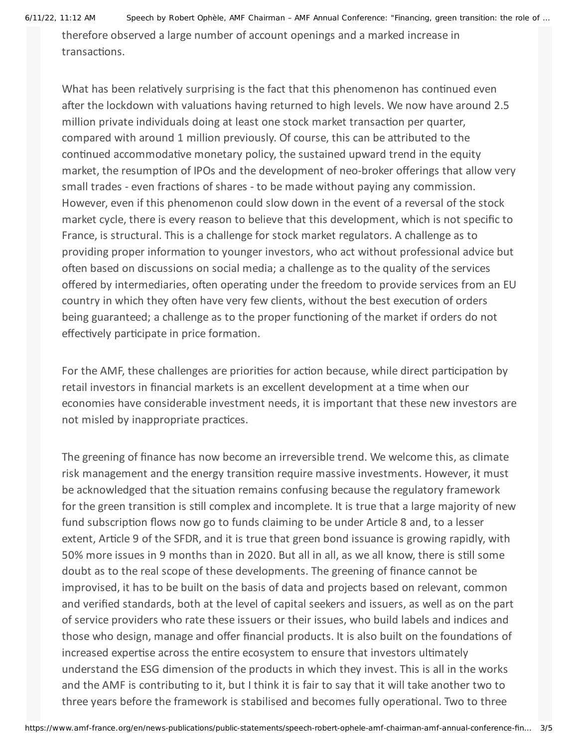therefore observed a large number of account openings and a marked increase in transactions.

What has been relatively surprising is the fact that this phenomenon has continued even after the lockdown with valuations having returned to high levels. We now have around 2.5 million private individuals doing at least one stock market transaction per quarter, compared with around 1 million previously. Of course, this can be attributed to the continued accommodative monetary policy, the sustained upward trend in the equity market, the resumption of IPOs and the development of neo-broker offerings that allow very small trades - even fractions of shares - to be made without paying any commission. However, even if this phenomenon could slow down in the event of a reversal of the stock market cycle, there is every reason to believe that this development, which is not specific to France, is structural. This is a challenge for stock market regulators. A challenge as to providing proper information to younger investors, who act without professional advice but often based on discussions on social media; a challenge as to the quality of the services offered by intermediaries, often operating under the freedom to provide services from an EU country in which they often have very few clients, without the best execution of orders being guaranteed; a challenge as to the proper functioning of the market if orders do not effectively participate in price formation.

For the AMF, these challenges are priorities for action because, while direct participation by retail investors in financial markets is an excellent development at a time when our economies have considerable investment needs, it is important that these new investors are not misled by inappropriate practices.

The greening of finance has now become an irreversible trend. We welcome this, as climate risk management and the energy transition require massive investments. However, it must be acknowledged that the situation remains confusing because the regulatory framework for the green transition is still complex and incomplete. It is true that a large majority of new fund subscription flows now go to funds claiming to be under Article 8 and, to a lesser extent, Article 9 of the SFDR, and it is true that green bond issuance is growing rapidly, with 50% more issues in 9 months than in 2020. But all in all, as we all know, there is still some doubt as to the real scope of these developments. The greening of finance cannot be improvised, it has to be built on the basis of data and projects based on relevant, common and verified standards, both at the level of capital seekers and issuers, as well as on the part of service providers who rate these issuers or their issues, who build labels and indices and those who design, manage and offer financial products. It is also built on the foundations of increased expertise across the entire ecosystem to ensure that investors ultimately understand the ESG dimension of the products in which they invest. This is all in the works and the AMF is contributing to it, but I think it is fair to say that it will take another two to three years before the framework is stabilised and becomes fully operational. Two to three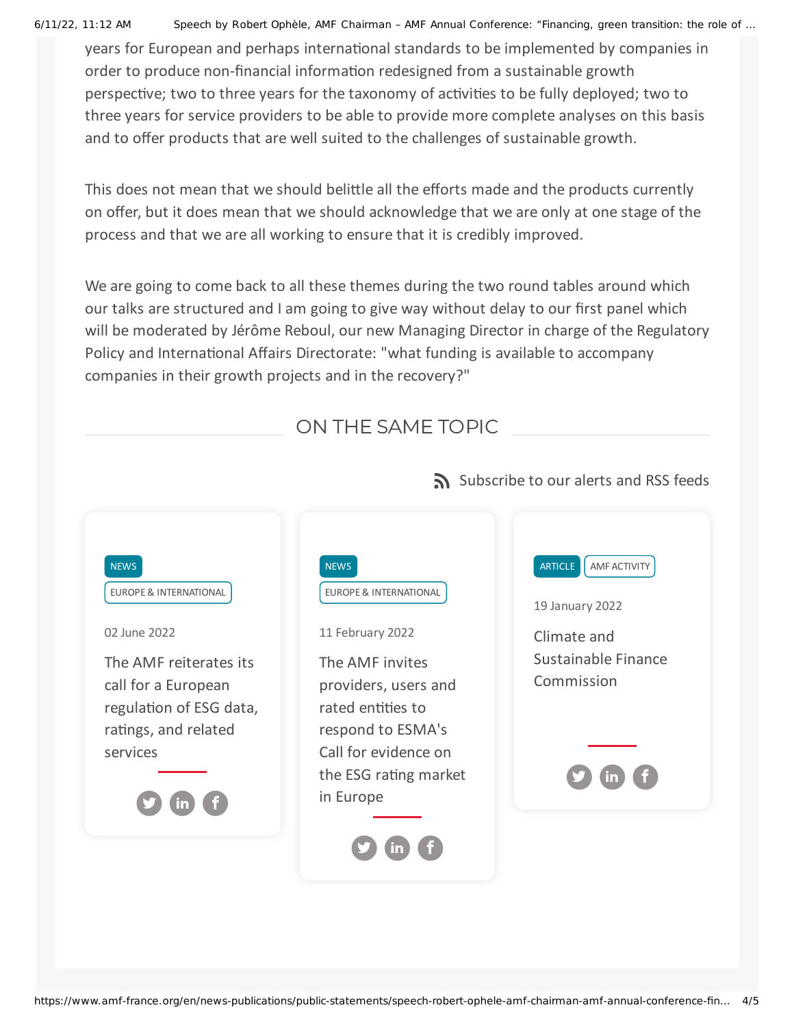years for European and perhaps international standards to be implemented by companies in order to produce non-financial information redesigned from a sustainable growth perspective; two to three years for the taxonomy of activities to be fully deployed; two to three years for service providers to be able to provide more complete analyses on this basis and to offer products that are well suited to the challenges of sustainable growth.

This does not mean that we should belittle all the efforts made and the products currently on offer, but it does mean that we should acknowledge that we are only at one stage of the process and that we are all working to ensure that it is credibly improved.

We are going to come back to all these themes during the two round tables around which our talks are structured and I am going to give way without delay to our first panel which will be moderated by Jérôme Reboul, our new Managing Director in charge of the Regulatory Policy and International Affairs Directorate: "what funding is available to accompany companies in their growth projects and in the recovery?"

## ON THE SAME TOPIC

Subscribe to our alerts and RSS feeds

NEWS
EUROPE & INTERNATIONAL

02 June 2022

The AMF reiterates its call for a European regulation of ESG data, ratings, and related services

NEWS
EUROPE & INTERNATIONAL

11 February 2022

The AMF invites providers, users and rated entities to respond to ESMA's Call for evidence on the ESG rating market in Europe

ARTICLE
AMF ACTIVITY

19 January 2022

Climate and Sustainable Finance Commission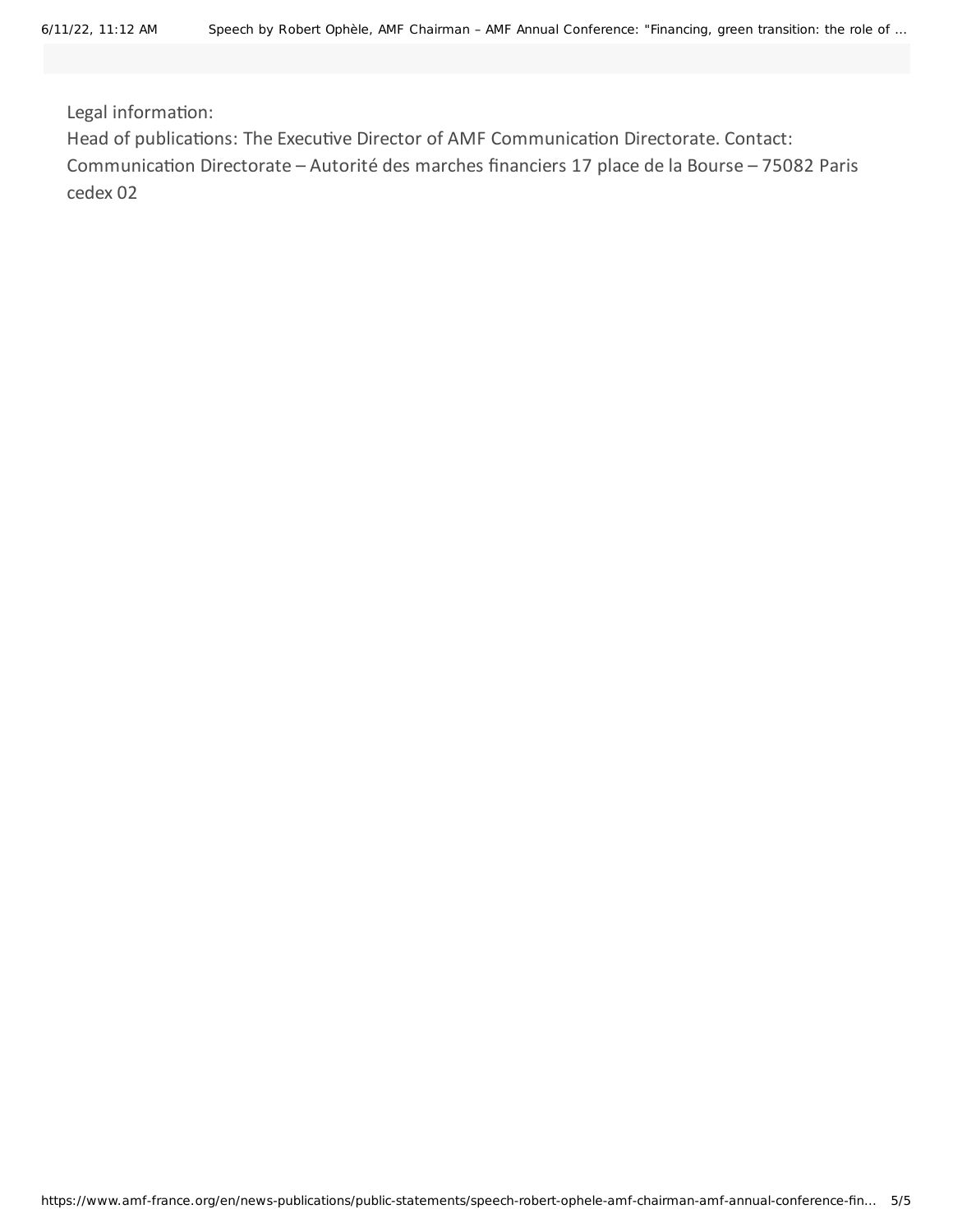Legal information:

Head of publications: The Executive Director of AMF Communication Directorate. Contact: Communication Directorate – Autorité des marches financiers 17 place de la Bourse – 75082 Paris cedex 02